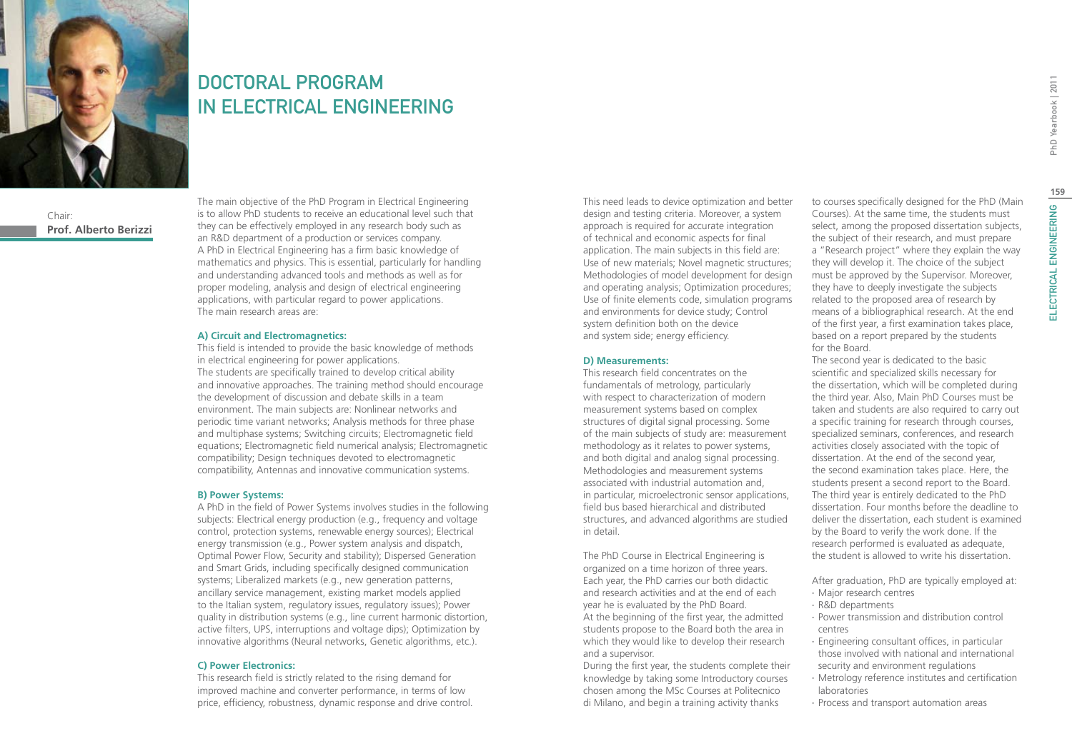# DOCTORAL PROGRAM IN ELECTRICAL ENGINEERING

Chair:
**Prof. Alberto Berizzi**

The main objective of the PhD Program in Electrical Engineering is to allow PhD students to receive an educational level such that they can be effectively employed in any research body such as an R&D department of a production or services company.
A PhD in Electrical Engineering has a firm basic knowledge of mathematics and physics. This is essential, particularly for handling and understanding advanced tools and methods as well as for proper modeling, analysis and design of electrical engineering applications, with particular regard to power applications.
The main research areas are:

#### A) Circuit and Electromagnetics:

This field is intended to provide the basic knowledge of methods in electrical engineering for power applications.
The students are specifically trained to develop critical ability and innovative approaches. The training method should encourage the development of discussion and debate skills in a team environment. The main subjects are: Nonlinear networks and periodic time variant networks; Analysis methods for three phase and multiphase systems; Switching circuits; Electromagnetic field equations; Electromagnetic field numerical analysis; Electromagnetic compatibility; Design techniques devoted to electromagnetic compatibility, Antennas and innovative communication systems.

#### B) Power Systems:

A PhD in the field of Power Systems involves studies in the following subjects: Electrical energy production (e.g., frequency and voltage control, protection systems, renewable energy sources); Electrical energy transmission (e.g., Power system analysis and dispatch, Optimal Power Flow, Security and stability); Dispersed Generation and Smart Grids, including specifically designed communication systems; Liberalized markets (e.g., new generation patterns, ancillary service management, existing market models applied to the Italian system, regulatory issues, regulatory issues); Power quality in distribution systems (e.g., line current harmonic distortion, active filters, UPS, interruptions and voltage dips); Optimization by innovative algorithms (Neural networks, Genetic algorithms, etc.).

#### C) Power Electronics:

This research field is strictly related to the rising demand for improved machine and converter performance, in terms of low price, efficiency, robustness, dynamic response and drive control. This need leads to device optimization and better design and testing criteria. Moreover, a system approach is required for accurate integration of technical and economic aspects for final application. The main subjects in this field are: Use of new materials; Novel magnetic structures; Methodologies of model development for design and operating analysis; Optimization procedures; Use of finite elements code, simulation programs and environments for device study; Control system definition both on the device and system side; energy efficiency.

#### D) Measurements:

This research field concentrates on the fundamentals of metrology, particularly with respect to characterization of modern measurement systems based on complex structures of digital signal processing. Some of the main subjects of study are: measurement methodology as it relates to power systems, and both digital and analog signal processing. Methodologies and measurement systems associated with industrial automation and, in particular, microelectronic sensor applications, field bus based hierarchical and distributed structures, and advanced algorithms are studied in detail.

The PhD Course in Electrical Engineering is organized on a time horizon of three years. Each year, the PhD carries our both didactic and research activities and at the end of each year he is evaluated by the PhD Board.
At the beginning of the first year, the admitted students propose to the Board both the area in which they would like to develop their research and a supervisor.
During the first year, the students complete their knowledge by taking some Introductory courses chosen among the MSc Courses at Politecnico di Milano, and begin a training activity thanks to courses specifically designed for the PhD (Main Courses). At the same time, the students must select, among the proposed dissertation subjects, the subject of their research, and must prepare a "Research project" where they explain the way they will develop it. The choice of the subject must be approved by the Supervisor. Moreover, they have to deeply investigate the subjects related to the proposed area of research by means of a bibliographical research. At the end of the first year, a first examination takes place, based on a report prepared by the students for the Board.
The second year is dedicated to the basic scientific and specialized skills necessary for the dissertation, which will be completed during the third year. Also, Main PhD Courses must be taken and students are also required to carry out a specific training for research through courses, specialized seminars, conferences, and research activities closely associated with the topic of dissertation. At the end of the second year, the second examination takes place. Here, the students present a second report to the Board.
The third year is entirely dedicated to the PhD dissertation. Four months before the deadline to deliver the dissertation, each student is examined by the Board to verify the work done. If the research performed is evaluated as adequate, the student is allowed to write his dissertation.

After graduation, PhD are typically employed at:

- Major research centres
- R&D departments
- Power transmission and distribution control centres
- Engineering consultant offices, in particular those involved with national and international security and environment regulations
- Metrology reference institutes and certification laboratories
- Process and transport automation areas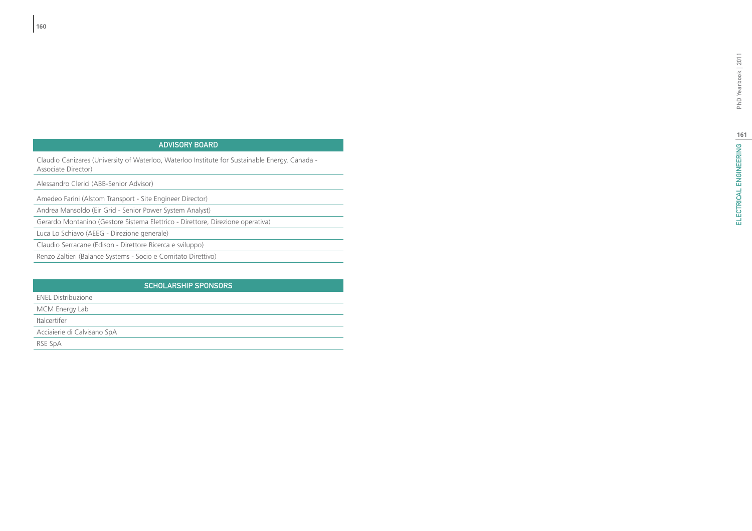## ADVISORY BOARD

| ADVISORY BOARD |
|---|
| Claudio Canizares (University of Waterloo, Waterloo Institute for Sustainable Energy, Canada - Associate Director) |
| Alessandro Clerici (ABB-Senior Advisor) |
| Amedeo Farini (Alstom Transport - Site Engineer Director) |
| Andrea Mansoldo (Eir Grid - Senior Power System Analyst) |
| Gerardo Montanino (Gestore Sistema Elettrico - Direttore, Direzione operativa) |
| Luca Lo Schiavo (AEEG - Direzione generale) |
| Claudio Serracane (Edison - Direttore Ricerca e sviluppo) |
| Renzo Zaltieri (Balance Systems - Socio e Comitato Direttivo) |

## SCHOLARSHIP SPONSORS

| SCHOLARSHIP SPONSORS |
|---|
| ENEL Distribuzione |
| MCM Energy Lab |
| Italcertifer |
| Acciaierie di Calvisano SpA |
| RSE SpA |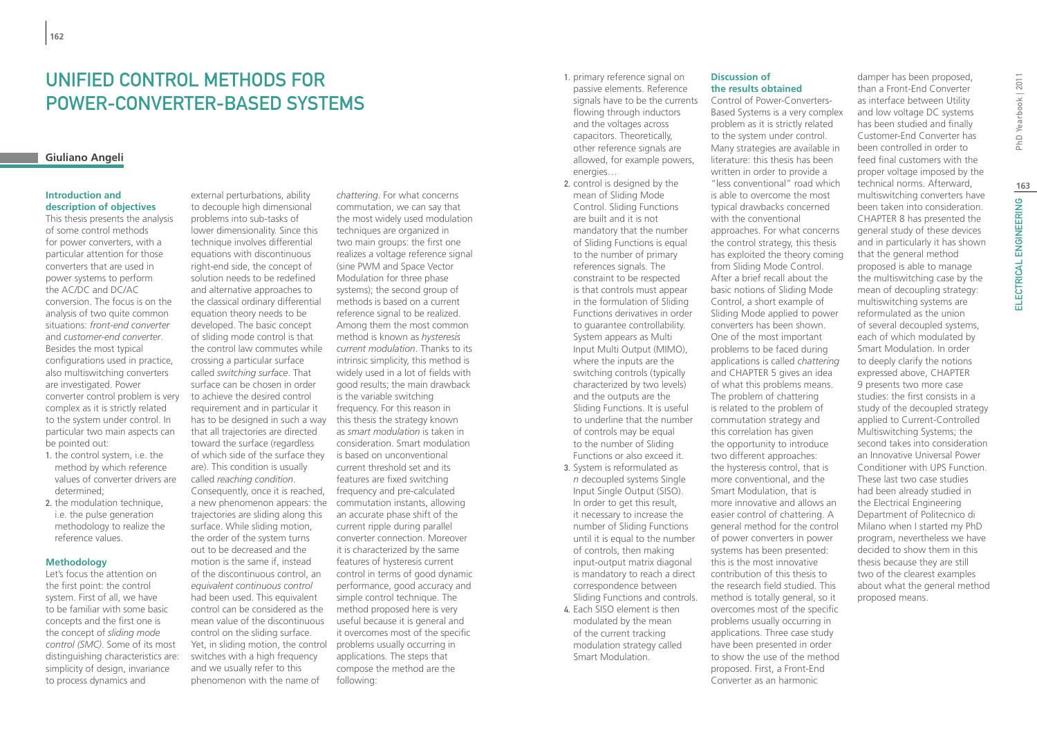# UNIFIED CONTROL METHODS FOR POWER-CONVERTER-BASED SYSTEMS

**Giuliano Angeli**

### Introduction and description of objectives

This thesis presents the analysis of some control methods for power converters, with a particular attention for those converters that are used in power systems to perform the AC/DC and DC/AC conversion. The focus is on the analysis of two quite common situations: *front-end converter* and *customer-end converter*. Besides the most typical configurations used in practice, also multiswitching converters are investigated. Power converter control problem is very complex as it is strictly related to the system under control. In particular two main aspects can be pointed out:

1. the control system, i.e. the method by which reference values of converter drivers are determined;
2. the modulation technique, i.e. the pulse generation methodology to realize the reference values.

### Methodology

Let's focus the attention on the first point: the control system. First of all, we have to be familiar with some basic concepts and the first one is the concept of *sliding mode control (SMC)*. Some of its most distinguishing characteristics are: simplicity of design, invariance to process dynamics and external perturbations, ability to decouple high dimensional problems into sub-tasks of lower dimensionality. Since this technique involves differential equations with discontinuous right-end side, the concept of solution needs to be redefined and alternative approaches to the classical ordinary differential equation theory needs to be developed. The basic concept of sliding mode control is that the control law commutes while crossing a particular surface called *switching surface*. That surface can be chosen in order to achieve the desired control requirement and in particular it has to be designed in such a way that all trajectories are directed toward the surface (regardless of which side of the surface they are). This condition is usually called *reaching condition*. Consequently, once it is reached, a new phenomenon appears: the trajectories are sliding along this surface. While sliding motion, the order of the system turns out to be decreased and the motion is the same if, instead of the discontinuous control, an *equivalent continuous control* had been used. This equivalent control can be considered as the mean value of the discontinuous control on the sliding surface. Yet, in sliding motion, the control switches with a high frequency and we usually refer to this phenomenon with the name of *chattering*. For what concerns commutation, we can say that the most widely used modulation techniques are organized in two main groups: the first one realizes a voltage reference signal (sine PWM and Space Vector Modulation for three phase systems); the second group of methods is based on a current reference signal to be realized. Among them the most common method is known as *hysteresis current modulation*. Thanks to its intrinsic simplicity, this method is widely used in a lot of fields with good results; the main drawback is the variable switching frequency. For this reason in this thesis the strategy known as *smart modulation* is taken in consideration. Smart modulation is based on unconventional current threshold set and its features are fixed switching frequency and pre-calculated commutation instants, allowing an accurate phase shift of the current ripple during parallel converter connection. Moreover it is characterized by the same features of hysteresis current control in terms of good dynamic performance, good accuracy and simple control technique. The method proposed here is very useful because it is general and it overcomes most of the specific problems usually occurring in applications. The steps that compose the method are the following:

1. primary reference signal on passive elements. Reference signals have to be the currents flowing through inductors and the voltages across capacitors. Theoretically, other reference signals are allowed, for example powers, energies…
2. control is designed by the mean of Sliding Mode Control. Sliding Functions are built and it is not mandatory that the number of Sliding Functions is equal to the number of primary references signals. The constraint to be respected is that controls must appear in the formulation of Sliding Functions derivatives in order to guarantee controllability. System appears as Multi Input Multi Output (MIMO), where the inputs are the switching controls (typically characterized by two levels) and the outputs are the Sliding Functions. It is useful to underline that the number of controls may be equal to the number of Sliding Functions or also exceed it.
3. System is reformulated as *n* decoupled systems Single Input Single Output (SISO). In order to get this result, it necessary to increase the number of Sliding Functions until it is equal to the number of controls, then making input-output matrix diagonal is mandatory to reach a direct correspondence between Sliding Functions and controls.
4. Each SISO element is then modulated by the mean of the current tracking modulation strategy called Smart Modulation.

### Discussion of the results obtained

Control of Power-Converters-Based Systems is a very complex problem as it is strictly related to the system under control. Many strategies are available in literature: this thesis has been written in order to provide a "less conventional" road which is able to overcome the most typical drawbacks concerned with the conventional approaches. For what concerns the control strategy, this thesis has exploited the theory coming from Sliding Mode Control. After a brief recall about the basic notions of Sliding Mode Control, a short example of Sliding Mode applied to power converters has been shown. One of the most important problems to be faced during applications is called *chattering* and CHAPTER 5 gives an idea of what this problems means. The problem of chattering is related to the problem of commutation strategy and this correlation has given the opportunity to introduce two different approaches: the hysteresis control, that is more conventional, and the Smart Modulation, that is more innovative and allows an easier control of chattering. A general method for the control of power converters in power systems has been presented: this is the most innovative contribution of this thesis to the research field studied. This method is totally general, so it overcomes most of the specific problems usually occurring in applications. Three case study have been presented in order to show the use of the method proposed. First, a Front-End Converter as an harmonic damper has been proposed, than a Front-End Converter as interface between Utility and low voltage DC systems has been studied and finally Customer-End Converter has been controlled in order to feed final customers with the proper voltage imposed by the technical norms. Afterward, multiswitching converters have been taken into consideration. CHAPTER 8 has presented the general study of these devices and in particularly it has shown that the general method proposed is able to manage the multiswitching case by the mean of decoupling strategy: multiswitching systems are reformulated as the union of several decoupled systems, each of which modulated by Smart Modulation. In order to deeply clarify the notions expressed above, CHAPTER 9 presents two more case studies: the first consists in a study of the decoupled strategy applied to Current-Controlled Multiswitching Systems; the second takes into consideration an Innovative Universal Power Conditioner with UPS Function. These last two case studies had been already studied in the Electrical Engineering Department of Politecnico di Milano when I started my PhD program, nevertheless we have decided to show them in this thesis because they are still two of the clearest examples about what the general method proposed means.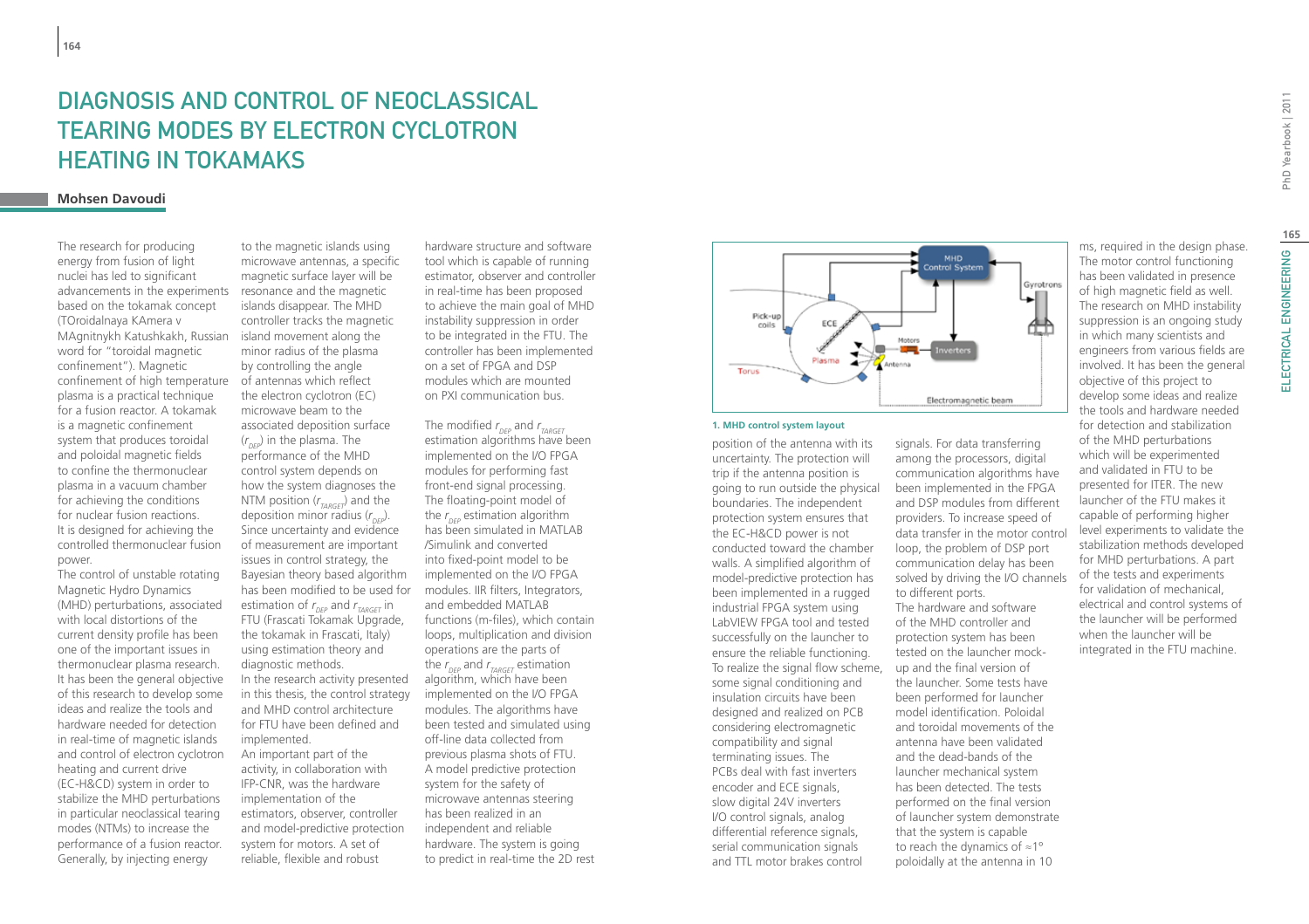# DIAGNOSIS AND CONTROL OF NEOCLASSICAL TEARING MODES BY ELECTRON CYCLOTRON HEATING IN TOKAMAKS

**Mohsen Davoudi**

The research for producing energy from fusion of light nuclei has led to significant advancements in the experiments based on the tokamak concept (TOroidalnaya KAmera v MAgnitnykh Katushkakh, Russian word for "toroidal magnetic confinement"). Magnetic confinement of high temperature plasma is a practical technique for a fusion reactor. A tokamak is a magnetic confinement system that produces toroidal and poloidal magnetic fields to confine the thermonuclear plasma in a vacuum chamber for achieving the conditions for nuclear fusion reactions. It is designed for achieving the controlled thermonuclear fusion power.

The control of unstable rotating Magnetic Hydro Dynamics (MHD) perturbations, associated with local distortions of the current density profile has been one of the important issues in thermonuclear plasma research. It has been the general objective of this research to develop some ideas and realize the tools and hardware needed for detection in real-time of magnetic islands and control of electron cyclotron heating and current drive (EC-H&CD) system in order to stabilize the MHD perturbations in particular neoclassical tearing modes (NTMs) to increase the performance of a fusion reactor. Generally, by injecting energy to the magnetic islands using microwave antennas, a specific magnetic surface layer will be resonance and the magnetic islands disappear. The MHD controller tracks the magnetic island movement along the minor radius of the plasma by controlling the angle of antennas which reflect the electron cyclotron (EC) microwave beam to the associated deposition surface ($r_{DEP}$) in the plasma. The performance of the MHD control system depends on how the system diagnoses the NTM position ($r_{TARGET}$) and the deposition minor radius ($r_{DEP}$). Since uncertainty and evidence of measurement are important issues in control strategy, the Bayesian theory based algorithm has been modified to be used for estimation of $r_{DEP}$ and $r_{TARGET}$ in FTU (Frascati Tokamak Upgrade, the tokamak in Frascati, Italy) using estimation theory and diagnostic methods.

In the research activity presented in this thesis, the control strategy and MHD control architecture for FTU have been defined and implemented.

An important part of the activity, in collaboration with IFP-CNR, was the hardware implementation of the estimators, observer, controller and model-predictive protection system for motors. A set of reliable, flexible and robust hardware structure and software tool which is capable of running estimator, observer and controller in real-time has been proposed to achieve the main goal of MHD instability suppression in order to be integrated in the FTU. The controller has been implemented on a set of FPGA and DSP modules which are mounted on PXI communication bus.

The modified $r_{DEP}$ and $r_{TARGET}$ estimation algorithms have been implemented on the I/O FPGA modules for performing fast front-end signal processing. The floating-point model of the $r_{DEP}$ estimation algorithm has been simulated in MATLAB /Simulink and converted into fixed-point model to be implemented on the I/O FPGA modules. IIR filters, Integrators, and embedded MATLAB functions (m-files), which contain loops, multiplication and division operations are the parts of the $r_{DEP}$ and $r_{TARGET}$ estimation algorithm, which have been implemented on the I/O FPGA modules. The algorithms have been tested and simulated using off-line data collected from previous plasma shots of FTU. A model predictive protection system for the safety of microwave antennas steering has been realized in an independent and reliable hardware. The system is going to predict in real-time the 2D rest position of the antenna with its uncertainty. The protection will trip if the antenna position is going to run outside the physical boundaries. The independent protection system ensures that the EC-H&CD power is not conducted toward the chamber walls. A simplified algorithm of model-predictive protection has been implemented in a rugged industrial FPGA system using LabVIEW FPGA tool and tested successfully on the launcher to ensure the reliable functioning.

To realize the signal flow scheme, some signal conditioning and insulation circuits have been designed and realized on PCB considering electromagnetic compatibility and signal terminating issues. The PCBs deal with fast inverters encoder and ECE signals, slow digital 24V inverters I/O control signals, analog differential reference signals, serial communication signals and TTL motor brakes control signals. For data transferring among the processors, digital communication algorithms have been implemented in the FPGA and DSP modules from different providers. To increase speed of data transfer in the motor control loop, the problem of DSP port communication delay has been solved by driving the I/O channels to different ports.

The hardware and software of the MHD controller and protection system has been tested on the launcher mock-up and the final version of the launcher. Some tests have been performed for launcher model identification. Poloidal and toroidal movements of the antenna have been validated and the dead-bands of the launcher mechanical system has been detected. The tests performed on the final version of launcher system demonstrate that the system is capable to reach the dynamics of ≈1° poloidally at the antenna in 10 ms, required in the design phase. The motor control functioning has been validated in presence of high magnetic field as well.

The research on MHD instability suppression is an ongoing study in which many scientists and engineers from various fields are involved. It has been the general objective of this project to develop some ideas and realize the tools and hardware needed for detection and stabilization of the MHD perturbations which will be experimented and validated in FTU to be presented for ITER. The new launcher of the FTU makes it capable of performing higher level experiments to validate the stabilization methods developed for MHD perturbations. A part of the tests and experiments for validation of mechanical, electrical and control systems of the launcher will be performed when the launcher will be integrated in the FTU machine.

1. MHD control system layout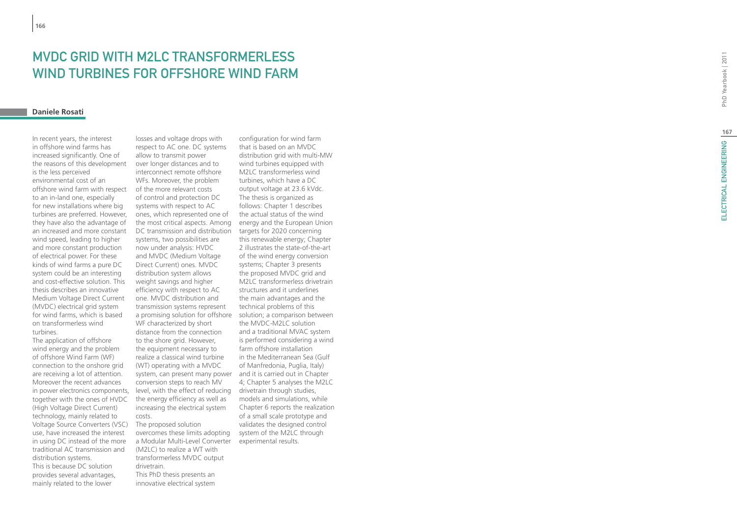# MVDC GRID WITH M2LC TRANSFORMERLESS WIND TURBINES FOR OFFSHORE WIND FARM

**Daniele Rosati**

In recent years, the interest in offshore wind farms has increased significantly. One of the reasons of this development is the less perceived environmental cost of an offshore wind farm with respect to an in-land one, especially for new installations where big turbines are preferred. However, they have also the advantage of an increased and more constant wind speed, leading to higher and more constant production of electrical power. For these kinds of wind farms a pure DC system could be an interesting and cost-effective solution. This thesis describes an innovative Medium Voltage Direct Current (MVDC) electrical grid system for wind farms, which is based on transformerless wind turbines.

The application of offshore wind energy and the problem of offshore Wind Farm (WF) connection to the onshore grid are receiving a lot of attention. Moreover the recent advances in power electronics components, together with the ones of HVDC (High Voltage Direct Current) technology, mainly related to Voltage Source Converters (VSC) use, have increased the interest in using DC instead of the more traditional AC transmission and distribution systems.

This is because DC solution provides several advantages, mainly related to the lower losses and voltage drops with respect to AC one. DC systems allow to transmit power over longer distances and to interconnect remote offshore WFs. Moreover, the problem of the more relevant costs of control and protection DC systems with respect to AC ones, which represented one of the most critical aspects. Among DC transmission and distribution systems, two possibilities are now under analysis: HVDC and MVDC (Medium Voltage Direct Current) ones. MVDC distribution system allows weight savings and higher efficiency with respect to AC one. MVDC distribution and transmission systems represent a promising solution for offshore WF characterized by short distance from the connection to the shore grid. However, the equipment necessary to realize a classical wind turbine (WT) operating with a MVDC system, can present many power conversion steps to reach MV level, with the effect of reducing the energy efficiency as well as increasing the electrical system costs.

The proposed solution overcomes these limits adopting a Modular Multi-Level Converter (M2LC) to realize a WT with transformerless MVDC output drivetrain.

This PhD thesis presents an innovative electrical system configuration for wind farm that is based on an MVDC distribution grid with multi-MW wind turbines equipped with M2LC transformerless wind turbines, which have a DC output voltage at 23.6 kVdc.

The thesis is organized as follows: Chapter 1 describes the actual status of the wind energy and the European Union targets for 2020 concerning this renewable energy; Chapter 2 illustrates the state-of-the-art of the wind energy conversion systems; Chapter 3 presents the proposed MVDC grid and M2LC transformerless drivetrain structures and it underlines the main advantages and the technical problems of this solution; a comparison between the MVDC-M2LC solution and a traditional MVAC system is performed considering a wind farm offshore installation in the Mediterranean Sea (Gulf of Manfredonia, Puglia, Italy) and it is carried out in Chapter 4; Chapter 5 analyses the M2LC drivetrain through studies, models and simulations, while Chapter 6 reports the realization of a small scale prototype and validates the designed control system of the M2LC through experimental results.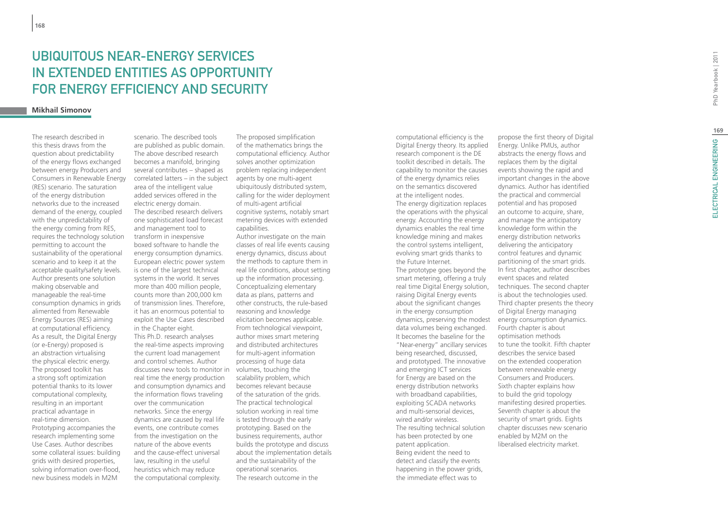# Ubiquitous Near-Energy Services in Extended Entities as Opportunity for Energy Efficiency and Security

**Mikhail Simonov**

The research described in this thesis draws from the question about predictability of the energy flows exchanged between energy Producers and Consumers in Renewable Energy (RES) scenario. The saturation of the energy distribution networks due to the increased demand of the energy, coupled with the unpredictability of the energy coming from RES, requires the technology solution permitting to account the sustainability of the operational scenario and to keep it at the acceptable quality/safety levels. Author presents one solution making observable and manageable the real-time consumption dynamics in grids alimented from Renewable Energy Sources (RES) aiming at computational efficiency. As a result, the Digital Energy (or e-Energy) proposed is an abstraction virtualising the physical electric energy. The proposed toolkit has a strong soft optimization potential thanks to its lower computational complexity, resulting in an important practical advantage in real-time dimension. Prototyping accompanies the research implementing some Use Cases. Author describes some collateral issues: building grids with desired properties, solving information over-flood, new business models in M2M scenario. The described tools are published as public domain. The above described research becomes a manifold, bringing several contributes – shaped as correlated latters – in the subject area of the intelligent value added services offered in the electric energy domain. The described research delivers one sophisticated load forecast and management tool to transform in inexpensive boxed software to handle the energy consumption dynamics. European electric power system is one of the largest technical systems in the world. It serves more than 400 million people, counts more than 200,000 km of transmission lines. Therefore, it has an enormous potential to exploit the Use Cases described in the Chapter eight.

This Ph.D. research analyses the real-time aspects improving the current load management and control schemes. Author discusses new tools to monitor in real time the energy production and consumption dynamics and the information flows traveling over the communication networks. Since the energy dynamics are caused by real life events, one contribute comes from the investigation on the nature of the above events and the cause-effect universal law, resulting in the useful heuristics which may reduce the computational complexity. The proposed simplification of the mathematics brings the computational efficiency. Author solves another optimization problem replacing independent agents by one multi-agent ubiquitously distributed system, calling for the wider deployment of multi-agent artificial cognitive systems, notably smart metering devices with extended capabilities.

Author investigate on the main classes of real life events causing energy dynamics, discuss about the methods to capture them in real life conditions, about setting up the information processing. Conceptualizing elementary data as plans, patterns and other constructs, the rule-based reasoning and knowledge elicitation becomes applicable. From technological viewpoint, author mixes smart metering and distributed architectures for multi-agent information processing of huge data volumes, touching the scalability problem, which becomes relevant because of the saturation of the grids. The practical technological solution working in real time is tested through the early prototyping. Based on the business requirements, author builds the prototype and discuss about the implementation details and the sustainability of the operational scenarios.

The research outcome in the computational efficiency is the Digital Energy theory. Its applied research component is the DE toolkit described in details. The capability to monitor the causes of the energy dynamics relies on the semantics discovered at the intelligent nodes.

The energy digitization replaces the operations with the physical energy. Accounting the energy dynamics enables the real time knowledge mining and makes the control systems intelligent, evolving smart grids thanks to the Future Internet.

The prototype goes beyond the smart metering, offering a truly real time Digital Energy solution, raising Digital Energy events about the significant changes in the energy consumption dynamics, preserving the modest data volumes being exchanged. It becomes the baseline for the "Near-energy" ancillary services being researched, discussed, and prototyped. The innovative and emerging ICT services for Energy are based on the energy distribution networks with broadband capabilities, exploiting SCADA networks and multi-sensorial devices, wired and/or wireless.

The resulting technical solution has been protected by one patent application.

Being evident the need to detect and classify the events happening in the power grids, the immediate effect was to propose the first theory of Digital Energy. Unlike PMUs, author abstracts the energy flows and replaces them by the digital events showing the rapid and important changes in the above dynamics. Author has identified the practical and commercial potential and has proposed an outcome to acquire, share, and manage the anticipatory knowledge form within the energy distribution networks delivering the anticipatory control features and dynamic partitioning of the smart grids.

In first chapter, author describes event spaces and related techniques. The second chapter is about the technologies used. Third chapter presents the theory of Digital Energy managing energy consumption dynamics. Fourth chapter is about optimisation methods to tune the toolkit. Fifth chapter describes the service based on the extended cooperation between renewable energy Consumers and Producers. Sixth chapter explains how to build the grid topology manifesting desired properties. Seventh chapter is about the security of smart grids. Eights chapter discusses new scenario enabled by M2M on the liberalised electricity market.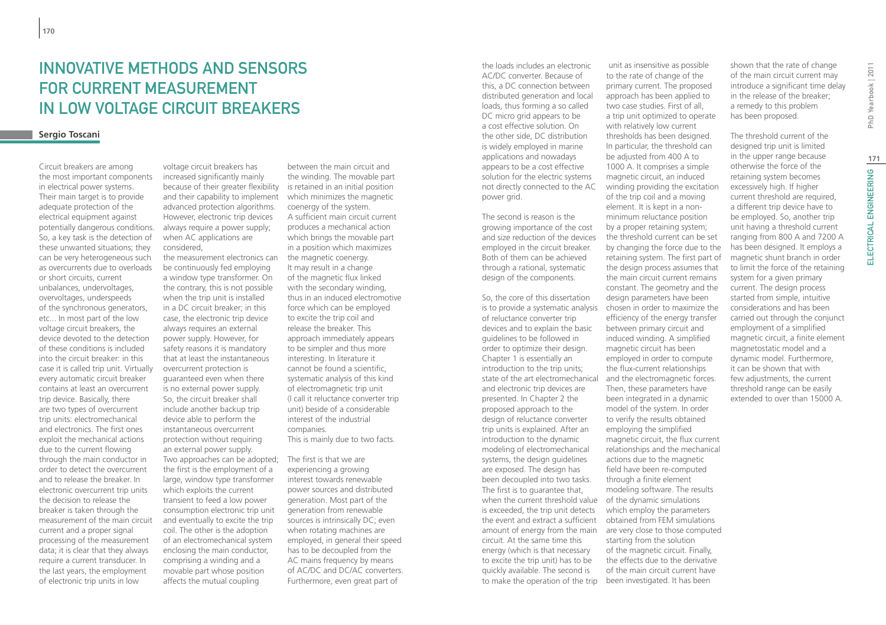# Innovative Methods and Sensors for Current Measurement in Low Voltage Circuit Breakers

**Sergio Toscani**

Circuit breakers are among the most important components in electrical power systems. Their main target is to provide adequate protection of the electrical equipment against potentially dangerous conditions. So, a key task is the detection of these unwanted situations; they can be very heterogeneous such as overcurrents due to overloads or short circuits, current unbalances, undervoltages, overvoltages, underspeeds of the synchronous generators, etc... In most part of the low voltage circuit breakers, the device devoted to the detection of these conditions is included into the circuit breaker: in this case it is called trip unit. Virtually every automatic circuit breaker contains at least an overcurrent trip device. Basically, there are two types of overcurrent trip units: electromechanical and electronics. The first ones exploit the mechanical actions due to the current flowing through the main conductor in order to detect the overcurrent and to release the breaker. In electronic overcurrent trip units the decision to release the breaker is taken through the measurement of the main circuit current and a proper signal processing of the measurement data; it is clear that they always require a current transducer. In the last years, the employment of electronic trip units in low voltage circuit breakers has increased significantly mainly because of their greater flexibility and their capability to implement advanced protection algorithms. However, electronic trip devices always require a power supply; when AC applications are considered, the measurement electronics can be continuously fed employing a window type transformer. On the contrary, this is not possible when the trip unit is installed in a DC circuit breaker; in this case, the electronic trip device always requires an external power supply. However, for safety reasons it is mandatory that at least the instantaneous overcurrent protection is guaranteed even when there is no external power supply. So, the circuit breaker shall include another backup trip device able to perform the instantaneous overcurrent protection without requiring an external power supply.

Two approaches can be adopted; the first is the employment of a large, window type transformer which exploits the current transient to feed a low power consumption electronic trip unit and eventually to excite the trip coil. The other is the adoption of an electromechanical system enclosing the main conductor, comprising a winding and a movable part whose position affects the mutual coupling between the main circuit and the winding. The movable part is retained in an initial position which minimizes the magnetic coenergy of the system. A sufficient main circuit current produces a mechanical action which brings the movable part in a position which maximizes the magnetic coenergy. It may result in a change of the magnetic flux linked with the secondary winding, thus in an induced electromotive force which can be employed to excite the trip coil and release the breaker. This approach immediately appears to be simpler and thus more interesting. In literature it cannot be found a scientific, systematic analysis of this kind of electromagnetic trip unit (I call it reluctance converter trip unit) beside of a considerable interest of the industrial companies.

This is mainly due to two facts.

The first is that we are experiencing a growing interest towards renewable power sources and distributed generation. Most part of the generation from renewable sources is intrinsically DC; even when rotating machines are employed, in general their speed has to be decoupled from the AC mains frequency by means of AC/DC and DC/AC converters. Furthermore, even great part of the loads includes an electronic AC/DC converter. Because of this, a DC connection between distributed generation and local loads, thus forming a so called DC micro grid appears to be a cost effective solution. On the other side, DC distribution is widely employed in marine applications and nowadays appears to be a cost effective solution for the electric systems not directly connected to the AC power grid.

The second is reason is the growing importance of the cost and size reduction of the devices employed in the circuit breaker. Both of them can be achieved through a rational, systematic design of the components.

So, the core of this dissertation is to provide a systematic analysis of reluctance converter trip devices and to explain the basic guidelines to be followed in order to optimize their design. Chapter 1 is essentially an introduction to the trip units; state of the art electromechanical and electronic trip devices are presented. In Chapter 2 the proposed approach to the design of reluctance converter trip units is explained. After an introduction to the dynamic modeling of electromechanical systems, the design guidelines are exposed. The design has been decoupled into two tasks. The first is to guarantee that, when the current threshold value is exceeded, the trip unit detects the event and extract a sufficient amount of energy from the main circuit. At the same time this energy (which is that necessary to excite the trip unit) has to be quickly available. The second is to make the operation of the trip unit as insensitive as possible to the rate of change of the primary current. The proposed approach has been applied to two case studies. First of all, a trip unit optimized to operate with relatively low current thresholds has been designed. In particular, the threshold can be adjusted from 400 A to 1000 A. It comprises a simple magnetic circuit, an induced winding providing the excitation of the trip coil and a moving element. It is kept in a non-minimum reluctance position by a proper retaining system; the threshold current can be set by changing the force due to the retaining system. The first part of the design process assumes that the main circuit current remains constant. The geometry and the design parameters have been chosen in order to maximize the efficiency of the energy transfer between primary circuit and induced winding. A simplified magnetic circuit has been employed in order to compute the flux-current relationships and the electromagnetic forces. Then, these parameters have been integrated in a dynamic model of the system. In order to verify the results obtained employing the simplified magnetic circuit, the flux current relationships and the mechanical actions due to the magnetic field have been re-computed through a finite element modeling software. The results of the dynamic simulations which employ the parameters obtained from FEM simulations are very close to those computed starting from the solution of the magnetic circuit. Finally, the effects due to the derivative of the main circuit current have been investigated. It has been shown that the rate of change of the main circuit current may introduce a significant time delay in the release of the breaker; a remedy to this problem has been proposed.

The threshold current of the designed trip unit is limited in the upper range because otherwise the force of the retaining system becomes excessively high. If higher current threshold are required, a different trip device have to be employed. So, another trip unit having a threshold current ranging from 800 A and 7200 A has been designed. It employs a magnetic shunt branch in order to limit the force of the retaining system for a given primary current. The design process started from simple, intuitive considerations and has been carried out through the conjunct employment of a simplified magnetic circuit, a finite element magnetostatic model and a dynamic model. Furthermore, it can be shown that with few adjustments, the current threshold range can be easily extended to over than 15000 A.